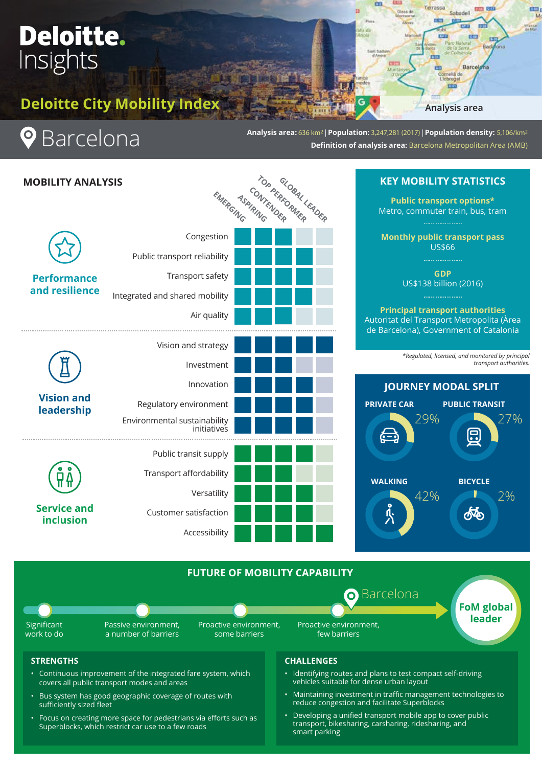# Deloitte Insights

## Deloitte City Mobility Index

Analysis area

# Barcelona

**Analysis area:** 636 km² | **Population:** 3,247,281 (2017) | **Population density:** 5,106/km²
**Definition of analysis area:** Barcelona Metropolitan Area (AMB)

## MOBILITY ANALYSIS

Scale: EMERGING, ASPIRING, CONTENDER, TOP PERFORMER, GLOBAL LEADER

| Category | Metric | Emerging | Aspiring | Contender | Top performer | Global leader |
|---|---|---|---|---|---|---|
| **Performance and resilience** | Congestion | ■ | ■ | ■ | | |
| | Public transport reliability | ■ | ■ | ■ | ■ | |
| | Transport safety | ■ | ■ | ■ | ■ | |
| | Integrated and shared mobility | ■ | ■ | ■ | ■ | |
| | Air quality | ■ | ■ | ■ | | |
| **Vision and leadership** | Vision and strategy | ■ | ■ | ■ | ■ | ■ |
| | Investment | ■ | ■ | ■ | | |
| | Innovation | ■ | ■ | ■ | ■ | |
| | Regulatory environment | ■ | ■ | ■ | ■ | |
| | Environmental sustainability initiatives | ■ | ■ | ■ | ■ | |
| **Service and inclusion** | Public transit supply | ■ | ■ | ■ | ■ | |
| | Transport affordability | ■ | ■ | ■ | | |
| | Versatility | ■ | ■ | ■ | ■ | |
| | Customer satisfaction | ■ | ■ | ■ | ■ | |
| | Accessibility | ■ | ■ | ■ | ■ | ■ |

## KEY MOBILITY STATISTICS

**Public transport options***
Metro, commuter train, bus, tram

**Monthly public transport pass**
US$66

**GDP**
US$138 billion (2016)

**Principal transport authorities**
Autoritat del Transport Metropolita (Àrea de Barcelona), Government of Catalonia

*\*Regulated, licensed, and monitored by principal transport authorities.*

## JOURNEY MODAL SPLIT

| Mode | Share |
|---|---|
| PRIVATE CAR | 29% |
| PUBLIC TRANSIT | 27% |
| WALKING | 42% |
| BICYCLE | 2% |

## FUTURE OF MOBILITY CAPABILITY

Significant work to do → Passive environment, a number of barriers → Proactive environment, some barriers → Proactive environment, few barriers → **Barcelona** → **FoM global leader**

### STRENGTHS

- Continuous improvement of the integrated fare system, which covers all public transport modes and areas
- Bus system has good geographic coverage of routes with sufficiently sized fleet
- Focus on creating more space for pedestrians via efforts such as Superblocks, which restrict car use to a few roads

### CHALLENGES

- Identifying routes and plans to test compact self-driving vehicles suitable for dense urban layout
- Maintaining investment in traffic management technologies to reduce congestion and facilitate Superblocks
- Developing a unified transport mobile app to cover public transport, bikesharing, carsharing, ridesharing, and smart parking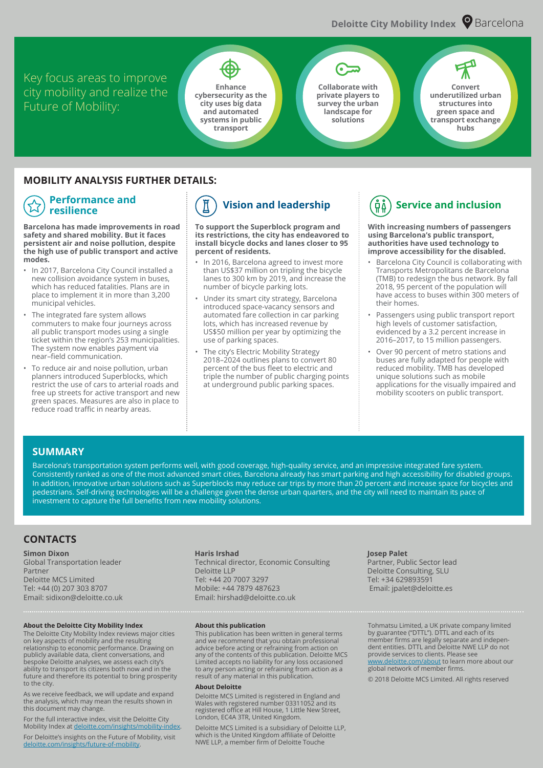Key focus areas to improve city mobility and realize the Future of Mobility:

- **Enhance cybersecurity as the city uses big data and automated systems in public transport**
- **Collaborate with private players to survey the urban landscape for solutions**
- **Convert underutilized urban structures into green space and transport exchange hubs**

## MOBILITY ANALYSIS FURTHER DETAILS:

### Performance and resilience

**Barcelona has made improvements in road safety and shared mobility. But it faces persistent air and noise pollution, despite the high use of public transport and active modes.**

- In 2017, Barcelona City Council installed a new collision avoidance system in buses, which has reduced fatalities. Plans are in place to implement it in more than 3,200 municipal vehicles.
- The integrated fare system allows commuters to make four journeys across all public transport modes using a single ticket within the region's 253 municipalities. The system now enables payment via near–field communication.
- To reduce air and noise pollution, urban planners introduced Superblocks, which restrict the use of cars to arterial roads and free up streets for active transport and new green spaces. Measures are also in place to reduce road traffic in nearby areas.

### Vision and leadership

**To support the Superblock program and its restrictions, the city has endeavored to install bicycle docks and lanes closer to 95 percent of residents.**

- In 2016, Barcelona agreed to invest more than US$37 million on tripling the bicycle lanes to 300 km by 2019, and increase the number of bicycle parking lots.
- Under its smart city strategy, Barcelona introduced space-vacancy sensors and automated fare collection in car parking lots, which has increased revenue by US$50 million per year by optimizing the use of parking spaces.
- The city's Electric Mobility Strategy 2018–2024 outlines plans to convert 80 percent of the bus fleet to electric and triple the number of public charging points at underground public parking spaces.

### Service and inclusion

**With increasing numbers of passengers using Barcelona's public transport, authorities have used technology to improve accessibility for the disabled.**

- Barcelona City Council is collaborating with Transports Metropolitans de Barcelona (TMB) to redesign the bus network. By fall 2018, 95 percent of the population will have access to buses within 300 meters of their homes.
- Passengers using public transport report high levels of customer satisfaction, evidenced by a 3.2 percent increase in 2016–2017, to 15 million passengers.
- Over 90 percent of metro stations and buses are fully adapted for people with reduced mobility. TMB has developed unique solutions such as mobile applications for the visually impaired and mobility scooters on public transport.

## SUMMARY

Barcelona's transportation system performs well, with good coverage, high-quality service, and an impressive integrated fare system. Consistently ranked as one of the most advanced smart cities, Barcelona already has smart parking and high accessibility for disabled groups. In addition, innovative urban solutions such as Superblocks may reduce car trips by more than 20 percent and increase space for bicycles and pedestrians. Self-driving technologies will be a challenge given the dense urban quarters, and the city will need to maintain its pace of investment to capture the full benefits from new mobility solutions.

## CONTACTS

**Simon Dixon**
Global Transportation leader
Partner
Deloitte MCS Limited
Tel: +44 (0) 207 303 8707
Email: sidixon@deloitte.co.uk

**Haris Irshad**
Technical director, Economic Consulting
Deloitte LLP
Tel: +44 20 7007 3297
Mobile: +44 7879 487623
Email: hirshad@deloitte.co.uk

**Josep Palet**
Partner, Public Sector lead
Deloitte Consulting, SLU
Tel: +34 629893591
Email: jpalet@deloitte.es

**About the Deloitte City Mobility Index**

The Deloitte City Mobility Index reviews major cities on key aspects of mobility and the resulting relationship to economic performance. Drawing on publicly available data, client conversations, and bespoke Deloitte analyses, we assess each city's ability to transport its citizens both now and in the future and therefore its potential to bring prosperity to the city.

As we receive feedback, we will update and expand the analysis, which may mean the results shown in this document may change.

For the full interactive index, visit the Deloitte City Mobility Index at deloitte.com/insights/mobility-index.

For Deloitte's insights on the Future of Mobility, visit deloitte.com/insights/future-of-mobility.

**About this publication**

This publication has been written in general terms and we recommend that you obtain professional advice before acting or refraining from action on any of the contents of this publication. Deloitte MCS Limited accepts no liability for any loss occasioned to any person acting or refraining from action as a result of any material in this publication.

**About Deloitte**

Deloitte MCS Limited is registered in England and Wales with registered number 03311052 and its registered office at Hill House, 1 Little New Street, London, EC4A 3TR, United Kingdom.

Deloitte MCS Limited is a subsidiary of Deloitte LLP, which is the United Kingdom affiliate of Deloitte NWE LLP, a member firm of Deloitte Touche Tohmatsu Limited, a UK private company limited by guarantee ("DTTL"). DTTL and each of its member firms are legally separate and independent entities. DTTL and Deloitte NWE LLP do not provide services to clients. Please see www.deloitte.com/about to learn more about our global network of member firms.

© 2018 Deloitte MCS Limited. All rights reserved